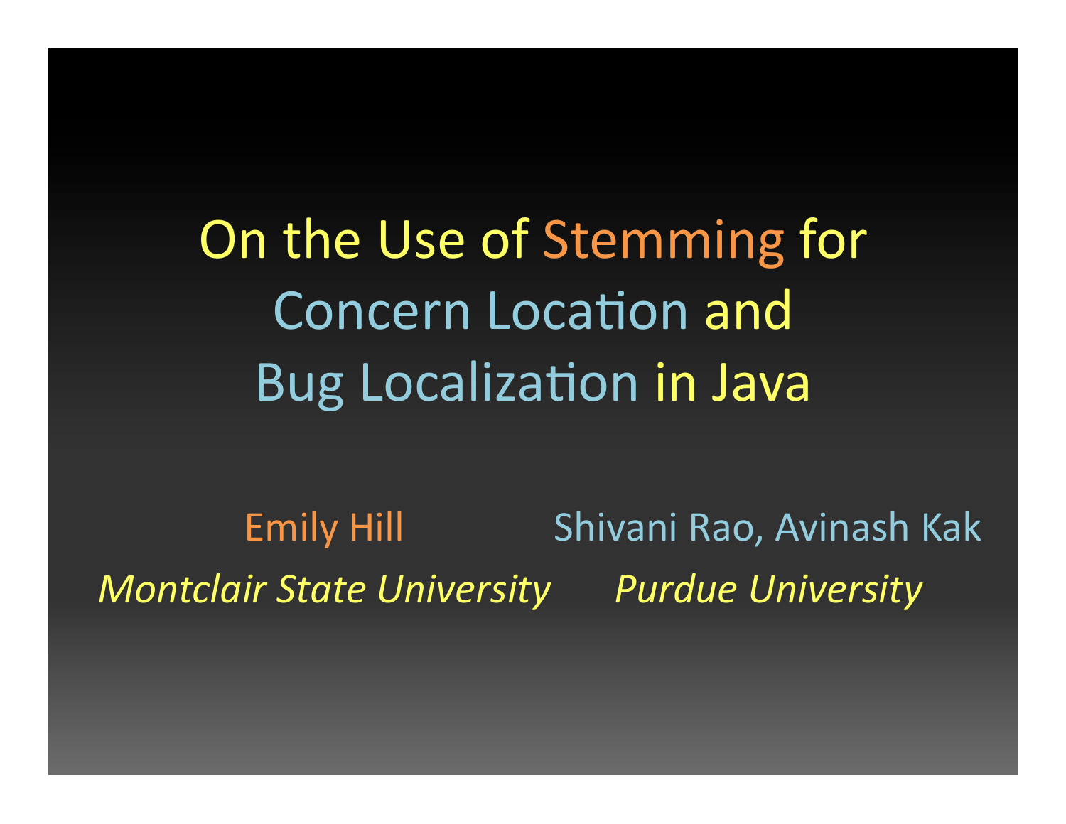# On the Use of Stemming for Concern Location and Bug Localization in Java

Emily Hill
*Montclair State University*

Shivani Rao, Avinash Kak
*Purdue University*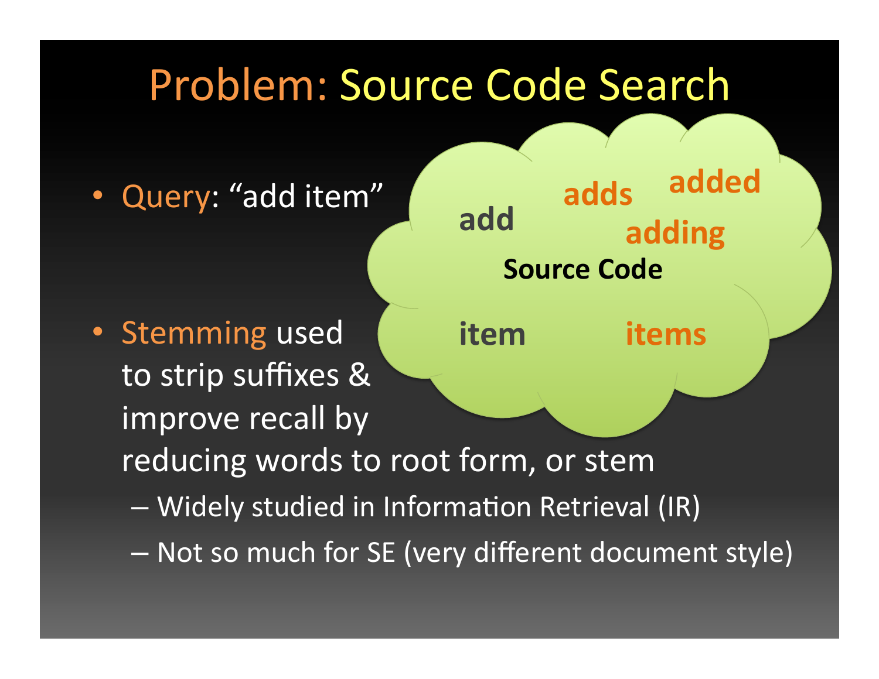# Problem: Source Code Search

- Query: "add item"

add

adds

added

adding

**Source Code**

item

items

- Stemming used to strip suffixes & improve recall by reducing words to root form, or stem
  - Widely studied in Information Retrieval (IR)
  - Not so much for SE (very different document style)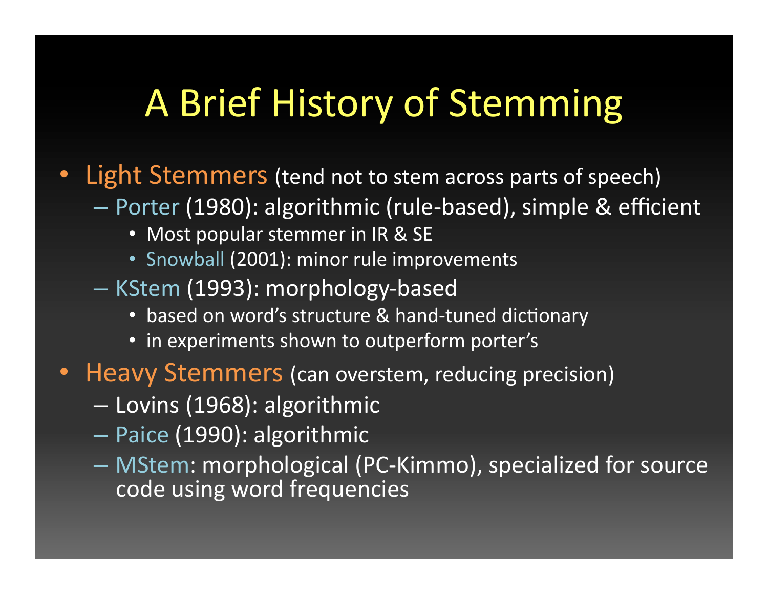# A Brief History of Stemming

- Light Stemmers (tend not to stem across parts of speech)
  - Porter (1980): algorithmic (rule-based), simple & efficient
    - Most popular stemmer in IR & SE
    - Snowball (2001): minor rule improvements
  - KStem (1993): morphology-based
    - based on word's structure & hand-tuned dictionary
    - in experiments shown to outperform porter's
- Heavy Stemmers (can overstem, reducing precision)
  - Lovins (1968): algorithmic
  - Paice (1990): algorithmic
  - MStem: morphological (PC-Kimmo), specialized for source code using word frequencies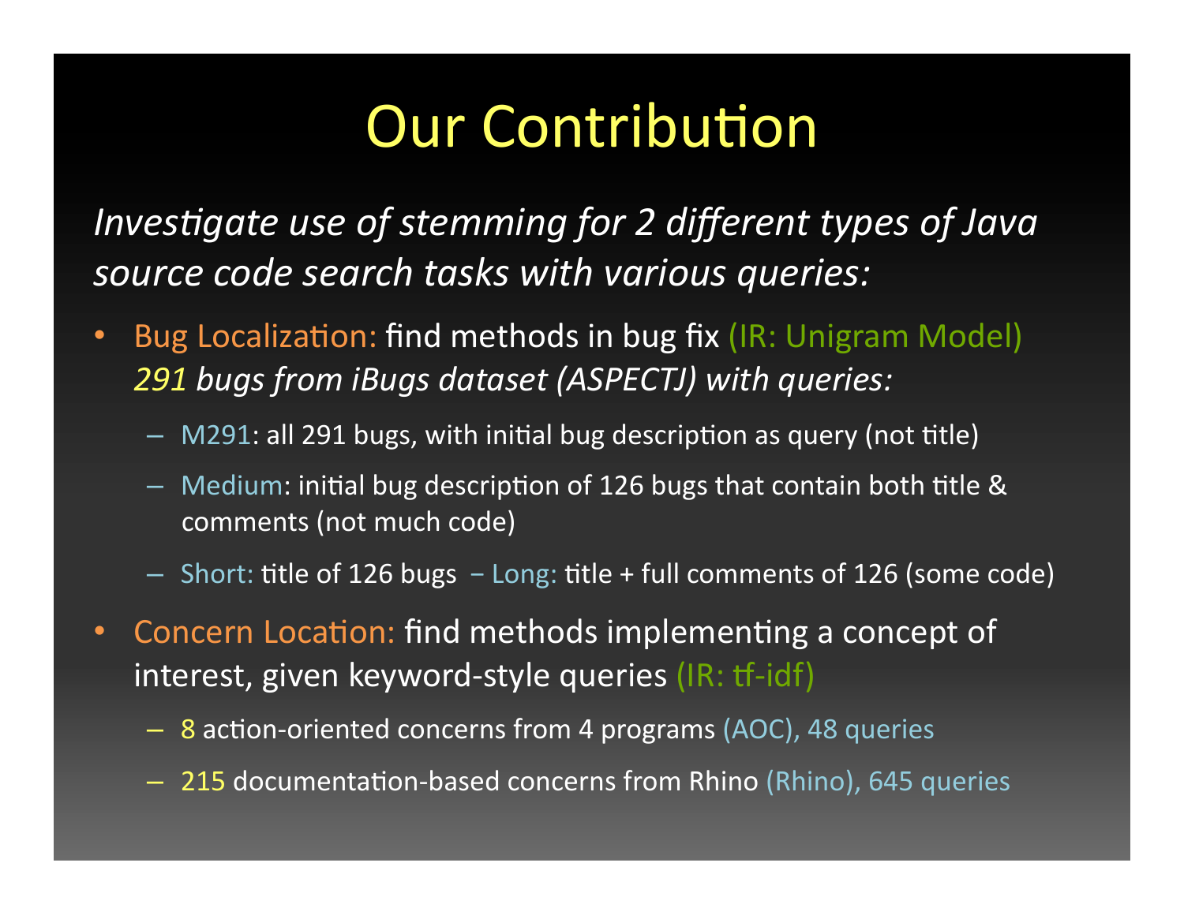# Our Contribution

*Investigate use of stemming for 2 different types of Java source code search tasks with various queries:*

- Bug Localization: find methods in bug fix (IR: Unigram Model)
  *291 bugs from iBugs dataset (ASPECTJ) with queries:*
  - M291: all 291 bugs, with initial bug description as query (not title)
  - Medium: initial bug description of 126 bugs that contain both title & comments (not much code)
  - Short: title of 126 bugs – Long: title + full comments of 126 (some code)
- Concern Location: find methods implementing a concept of interest, given keyword-style queries (IR: tf-idf)
  - 8 action-oriented concerns from 4 programs (AOC), 48 queries
  - 215 documentation-based concerns from Rhino (Rhino), 645 queries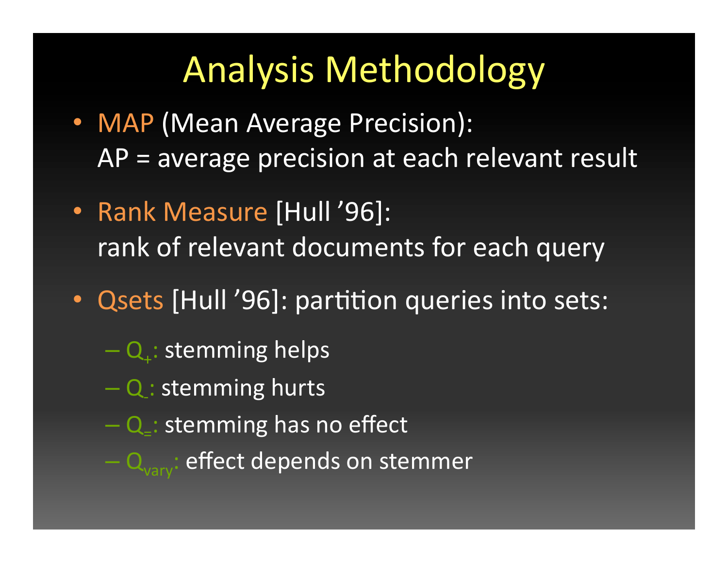# Analysis Methodology

- MAP (Mean Average Precision):
  AP = average precision at each relevant result
- Rank Measure [Hull ’96]:
  rank of relevant documents for each query
- Qsets [Hull ’96]: partition queries into sets:
  - $Q_+$: stemming helps
  - $Q_-$: stemming hurts
  - $Q_=$: stemming has no effect
  - $Q_{vary}$: effect depends on stemmer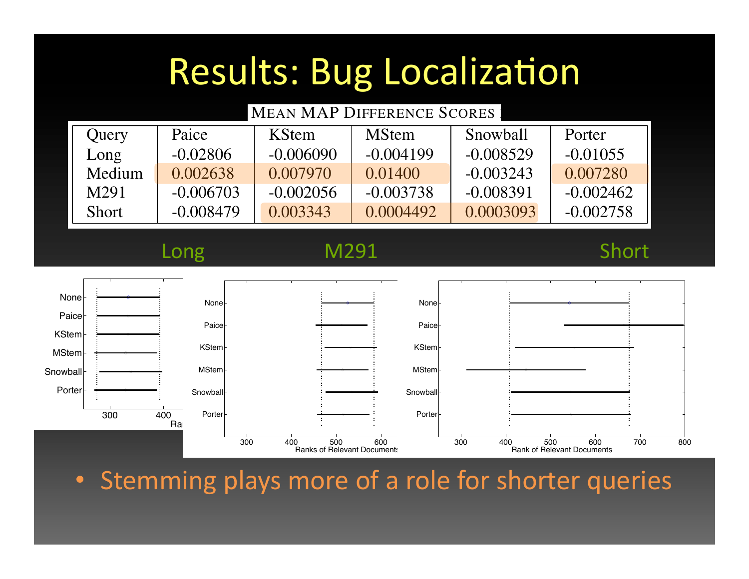# Results: Bug Localization

MEAN MAP DIFFERENCE SCORES

| Query | Paice | KStem | MStem | Snowball | Porter |
|---|---|---|---|---|---|
| Long | -0.02806 | -0.006090 | -0.004199 | -0.008529 | -0.01055 |
| Medium | 0.002638 | 0.007970 | 0.01400 | -0.003243 | 0.007280 |
| M291 | -0.006703 | -0.002056 | -0.003738 | -0.008391 | -0.002462 |
| Short | -0.008479 | 0.003343 | 0.0004492 | 0.0003093 | -0.002758 |

Long M291 Short

- Stemming plays more of a role for shorter queries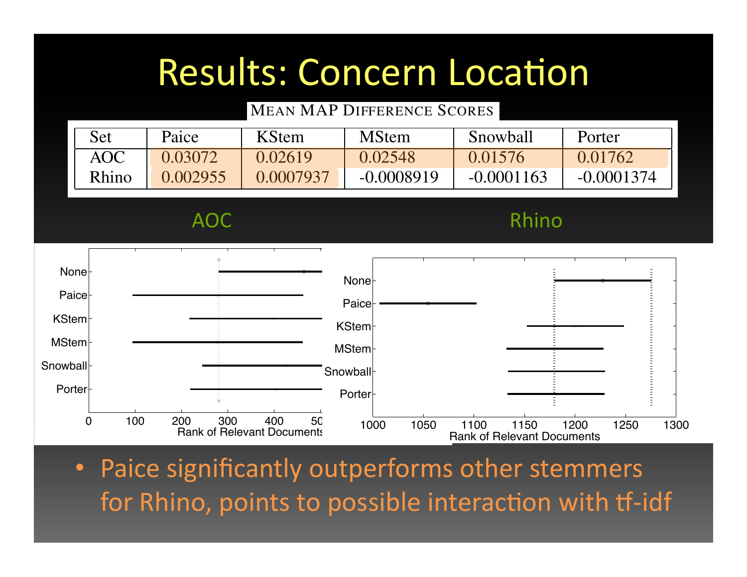# Results: Concern Location

MEAN MAP DIFFERENCE SCORES

| Set | Paice | KStem | MStem | Snowball | Porter |
|---|---|---|---|---|---|
| AOC | 0.03072 | 0.02619 | 0.02548 | 0.01576 | 0.01762 |
| Rhino | 0.002955 | 0.0007937 | -0.0008919 | -0.0001163 | -0.0001374 |

AOC

Rhino

- Paice significantly outperforms other stemmers for Rhino, points to possible interaction with tf-idf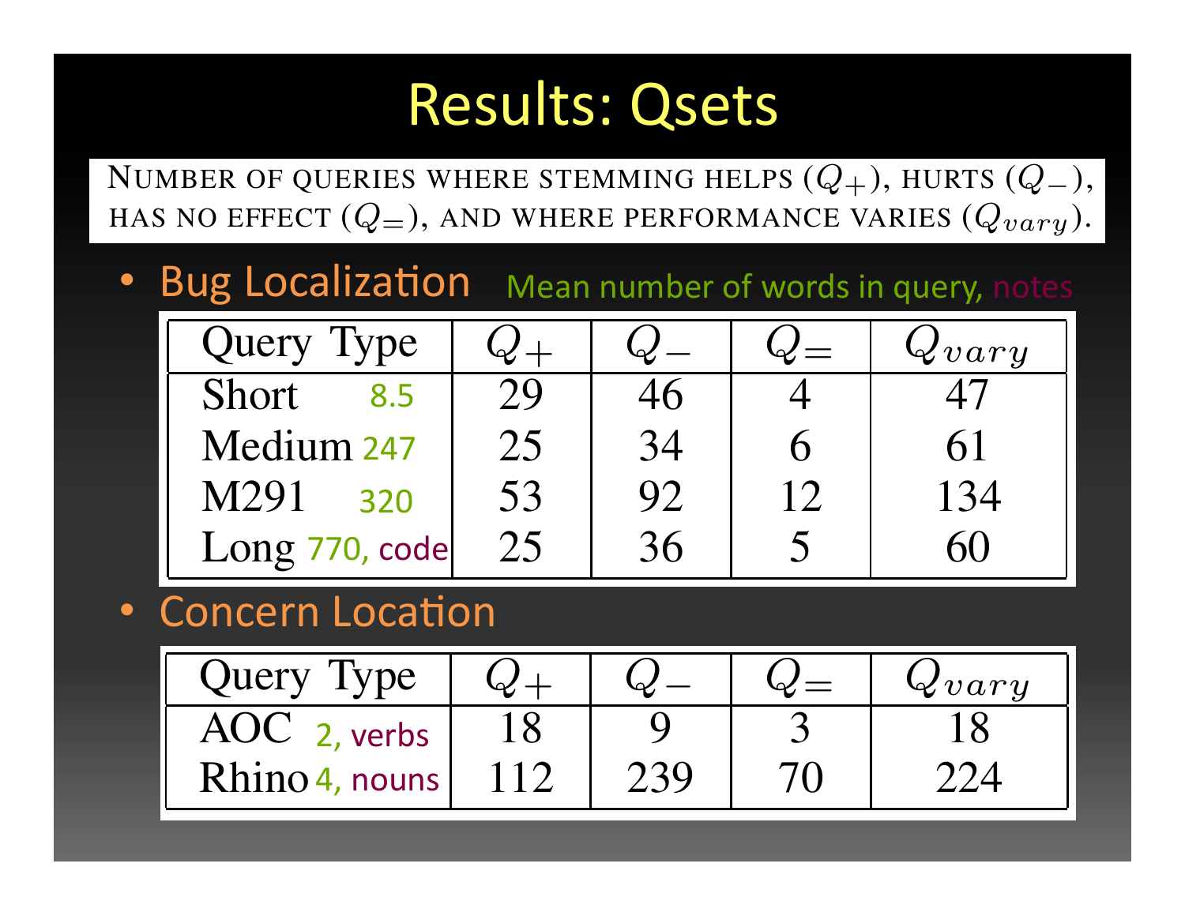# Results: Qsets

Number of queries where stemming helps ($Q_+$), hurts ($Q_-$), has no effect ($Q_=$), and where performance varies ($Q_{vary}$).

- Bug Localization — Mean number of words in query, notes

| Query Type | $Q_+$ | $Q_-$ | $Q_=$ | $Q_{vary}$ |
|---|---|---|---|---|
| Short 8.5 | 29 | 46 | 4 | 47 |
| Medium 247 | 25 | 34 | 6 | 61 |
| M291 320 | 53 | 92 | 12 | 134 |
| Long 770, code | 25 | 36 | 5 | 60 |

- Concern Location

| Query Type | $Q_+$ | $Q_-$ | $Q_=$ | $Q_{vary}$ |
|---|---|---|---|---|
| AOC 2, verbs | 18 | 9 | 3 | 18 |
| Rhino 4, nouns | 112 | 239 | 70 | 224 |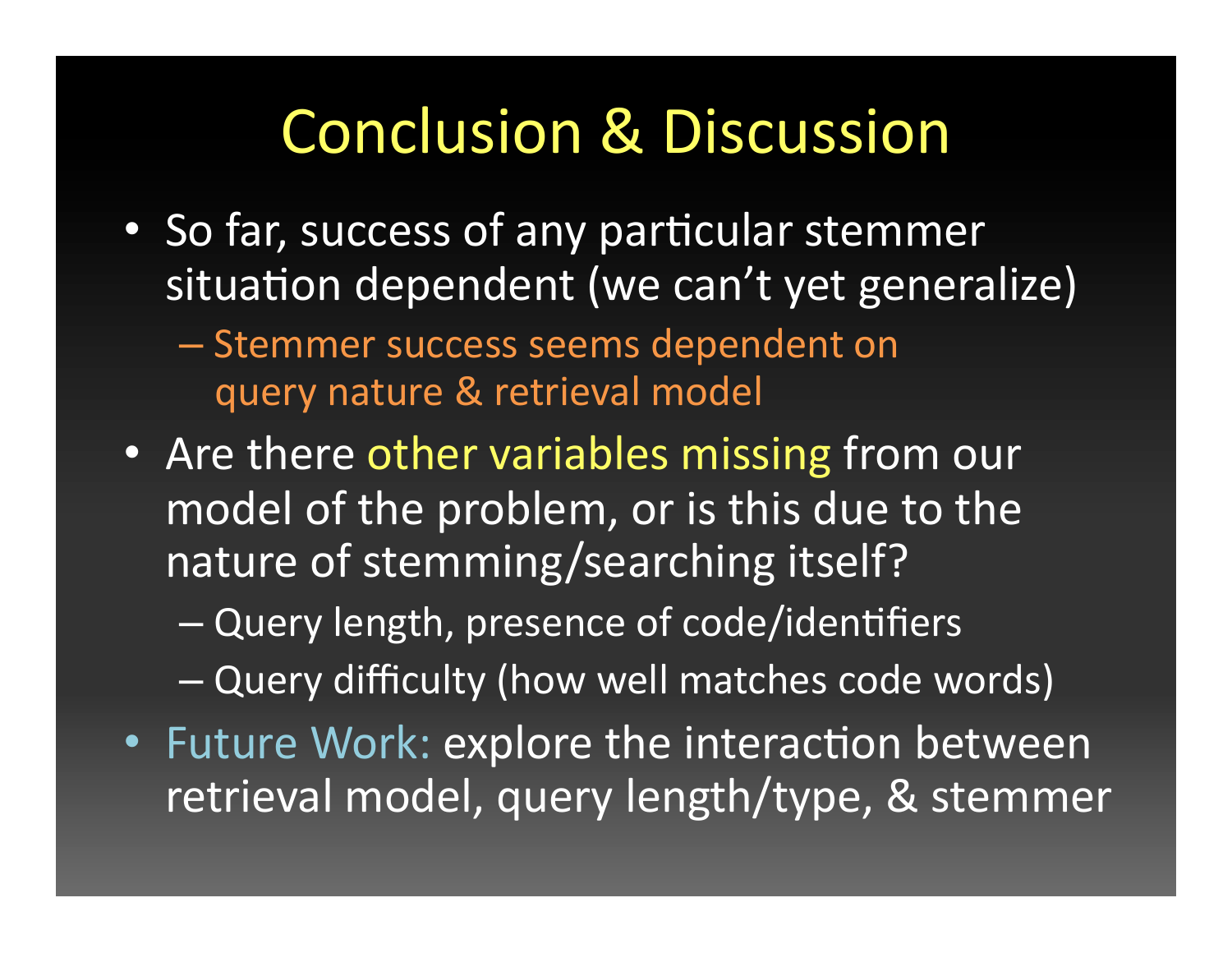# Conclusion & Discussion

- So far, success of any particular stemmer situation dependent (we can't yet generalize)
  - Stemmer success seems dependent on query nature & retrieval model
- Are there other variables missing from our model of the problem, or is this due to the nature of stemming/searching itself?
  - Query length, presence of code/identifiers
  - Query difficulty (how well matches code words)
- Future Work: explore the interaction between retrieval model, query length/type, & stemmer